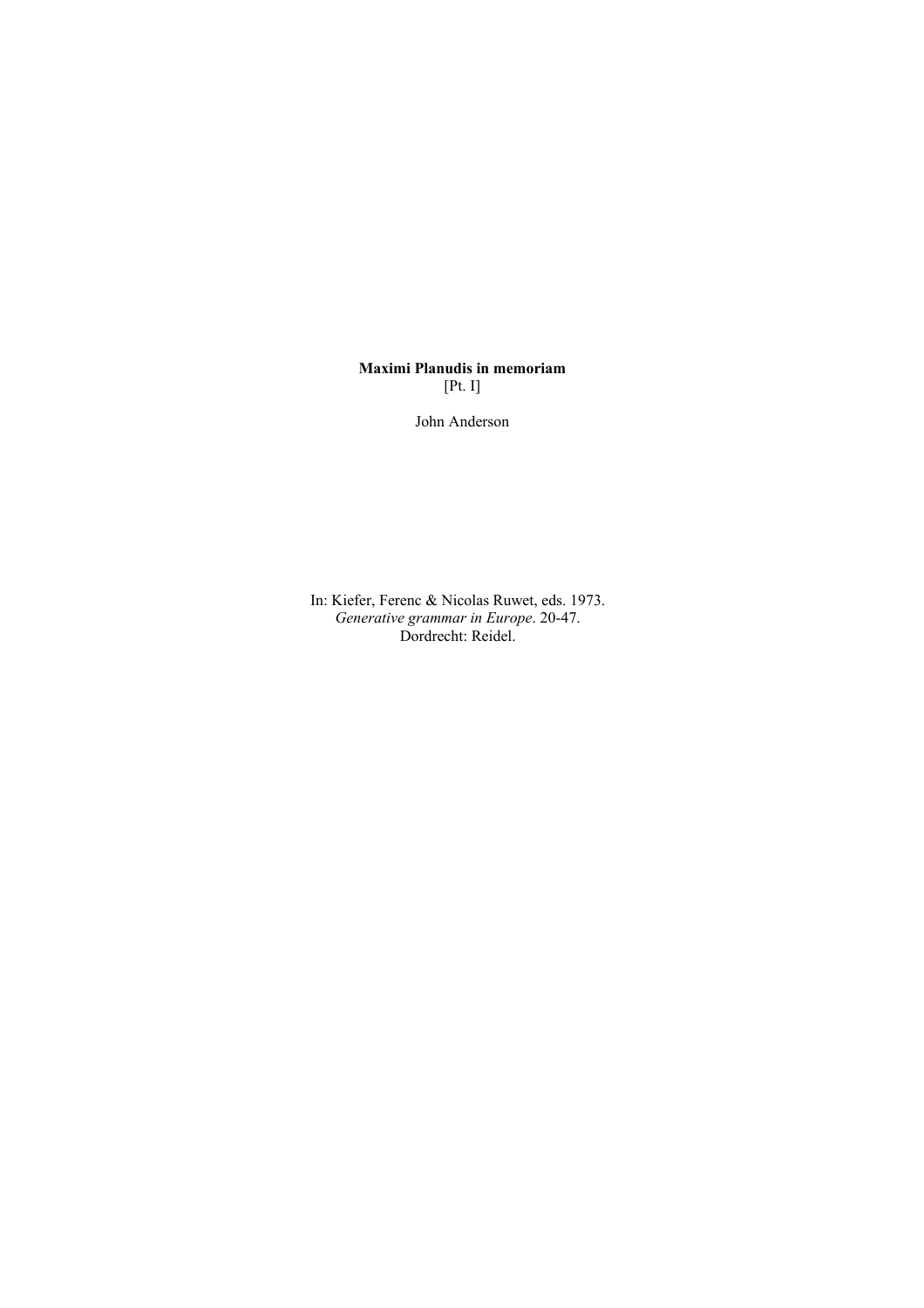**Maximi Planudis in memoriam**
[Pt. I]

John Anderson

In: Kiefer, Ferenc & Nicolas Ruwet, eds. 1973.
*Generative grammar in Europe*. 20-47.
Dordrecht: Reidel.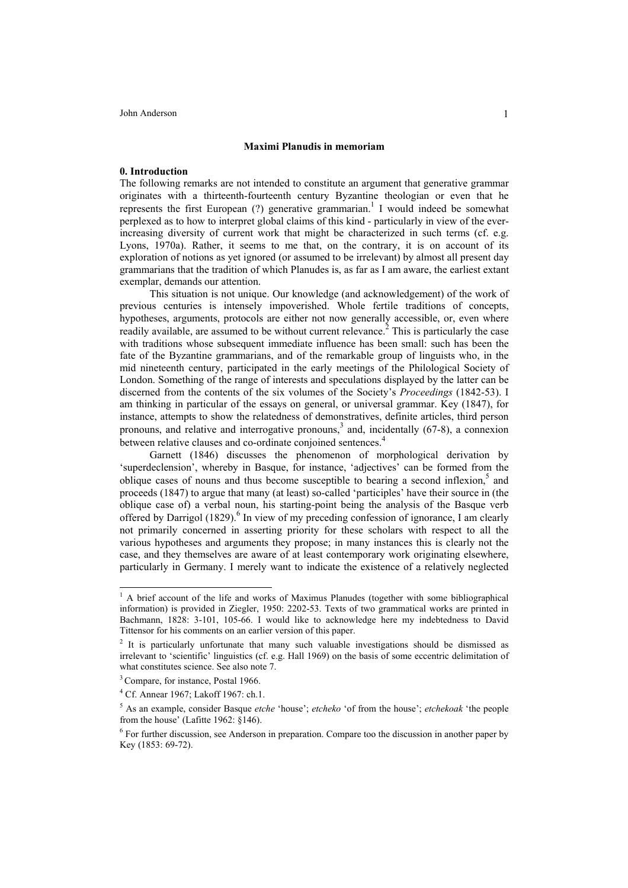**Maximi Planudis in memoriam**

**0. Introduction**

The following remarks are not intended to constitute an argument that generative grammar originates with a thirteenth-fourteenth century Byzantine theologian or even that he represents the first European (?) generative grammarian.[1] I would indeed be somewhat perplexed as to how to interpret global claims of this kind - particularly in view of the ever-increasing diversity of current work that might be characterized in such terms (cf. e.g. Lyons, 1970a). Rather, it seems to me that, on the contrary, it is on account of its exploration of notions as yet ignored (or assumed to be irrelevant) by almost all present day grammarians that the tradition of which Planudes is, as far as I am aware, the earliest extant exemplar, demands our attention.

This situation is not unique. Our knowledge (and acknowledgement) of the work of previous centuries is intensely impoverished. Whole fertile traditions of concepts, hypotheses, arguments, protocols are either not now generally accessible, or, even where readily available, are assumed to be without current relevance.[2] This is particularly the case with traditions whose subsequent immediate influence has been small: such has been the fate of the Byzantine grammarians, and of the remarkable group of linguists who, in the mid nineteenth century, participated in the early meetings of the Philological Society of London. Something of the range of interests and speculations displayed by the latter can be discerned from the contents of the six volumes of the Society's *Proceedings* (1842-53). I am thinking in particular of the essays on general, or universal grammar. Key (1847), for instance, attempts to show the relatedness of demonstratives, definite articles, third person pronouns, and relative and interrogative pronouns,[3] and, incidentally (67-8), a connexion between relative clauses and co-ordinate conjoined sentences.[4]

Garnett (1846) discusses the phenomenon of morphological derivation by 'superdeclension', whereby in Basque, for instance, 'adjectives' can be formed from the oblique cases of nouns and thus become susceptible to bearing a second inflexion,[5] and proceeds (1847) to argue that many (at least) so-called 'participles' have their source in (the oblique case of) a verbal noun, his starting-point being the analysis of the Basque verb offered by Darrigol (1829).[6] In view of my preceding confession of ignorance, I am clearly not primarily concerned in asserting priority for these scholars with respect to all the various hypotheses and arguments they propose; in many instances this is clearly not the case, and they themselves are aware of at least contemporary work originating elsewhere, particularly in Germany. I merely want to indicate the existence of a relatively neglected

---

[1] A brief account of the life and works of Maximus Planudes (together with some bibliographical information) is provided in Ziegler, 1950: 2202-53. Texts of two grammatical works are printed in Bachmann, 1828: 3-101, 105-66. I would like to acknowledge here my indebtedness to David Tittensor for his comments on an earlier version of this paper.

[2] It is particularly unfortunate that many such valuable investigations should be dismissed as irrelevant to 'scientific' linguistics (cf. e.g. Hall 1969) on the basis of some eccentric delimitation of what constitutes science. See also note 7.

[3] Compare, for instance, Postal 1966.

[4] Cf. Annear 1967; Lakoff 1967: ch.1.

[5] As an example, consider Basque *etche* 'house'; *etcheko* 'of from the house'; *etchekoak* 'the people from the house' (Lafitte 1962: §146).

[6] For further discussion, see Anderson in preparation. Compare too the discussion in another paper by Key (1853: 69-72).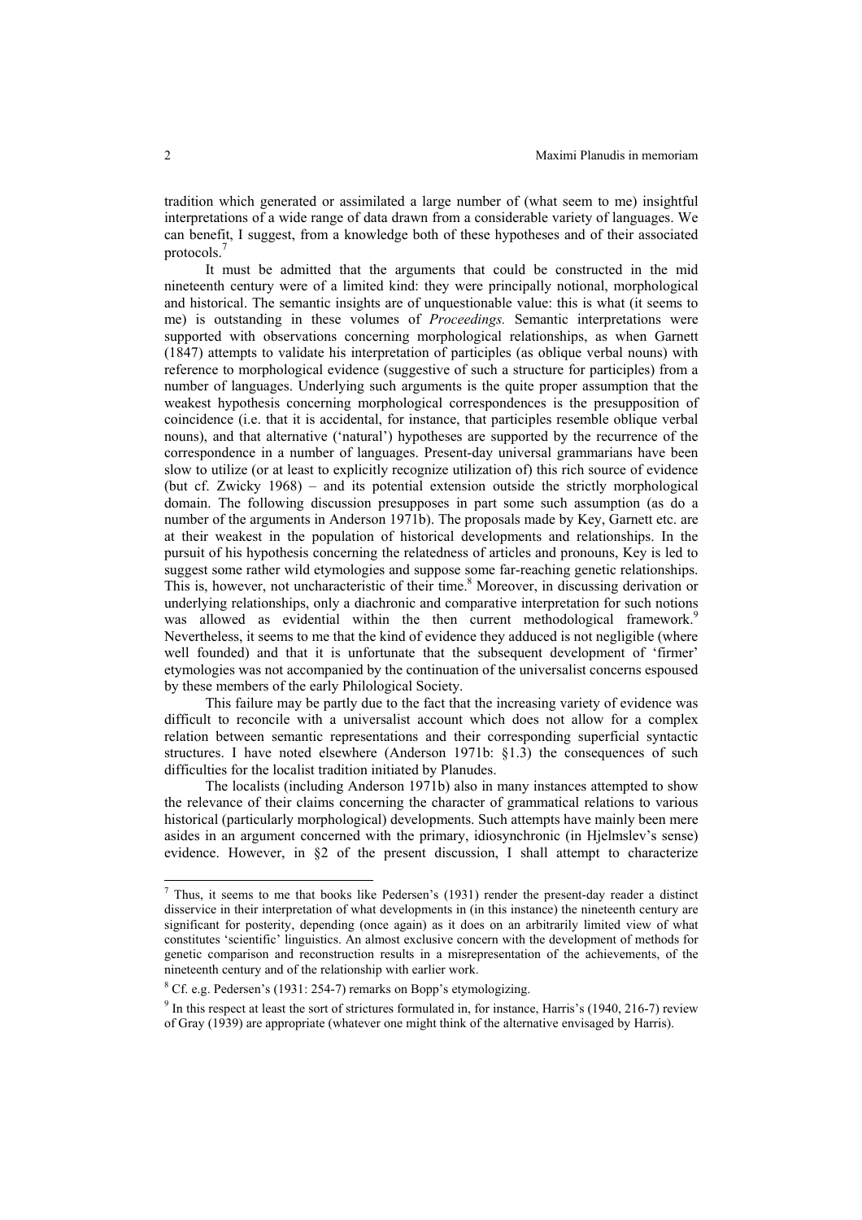tradition which generated or assimilated a large number of (what seem to me) insightful interpretations of a wide range of data drawn from a considerable variety of languages. We can benefit, I suggest, from a knowledge both of these hypotheses and of their associated protocols.[7]

It must be admitted that the arguments that could be constructed in the mid nineteenth century were of a limited kind: they were principally notional, morphological and historical. The semantic insights are of unquestionable value: this is what (it seems to me) is outstanding in these volumes of *Proceedings.* Semantic interpretations were supported with observations concerning morphological relationships, as when Garnett (1847) attempts to validate his interpretation of participles (as oblique verbal nouns) with reference to morphological evidence (suggestive of such a structure for participles) from a number of languages. Underlying such arguments is the quite proper assumption that the weakest hypothesis concerning morphological correspondences is the presupposition of coincidence (i.e. that it is accidental, for instance, that participles resemble oblique verbal nouns), and that alternative ('natural') hypotheses are supported by the recurrence of the correspondence in a number of languages. Present-day universal grammarians have been slow to utilize (or at least to explicitly recognize utilization of) this rich source of evidence (but cf. Zwicky 1968) – and its potential extension outside the strictly morphological domain. The following discussion presupposes in part some such assumption (as do a number of the arguments in Anderson 1971b). The proposals made by Key, Garnett etc. are at their weakest in the population of historical developments and relationships. In the pursuit of his hypothesis concerning the relatedness of articles and pronouns, Key is led to suggest some rather wild etymologies and suppose some far-reaching genetic relationships. This is, however, not uncharacteristic of their time.[8] Moreover, in discussing derivation or underlying relationships, only a diachronic and comparative interpretation for such notions was allowed as evidential within the then current methodological framework.[9] Nevertheless, it seems to me that the kind of evidence they adduced is not negligible (where well founded) and that it is unfortunate that the subsequent development of 'firmer' etymologies was not accompanied by the continuation of the universalist concerns espoused by these members of the early Philological Society.

This failure may be partly due to the fact that the increasing variety of evidence was difficult to reconcile with a universalist account which does not allow for a complex relation between semantic representations and their corresponding superficial syntactic structures. I have noted elsewhere (Anderson 1971b: §1.3) the consequences of such difficulties for the localist tradition initiated by Planudes.

The localists (including Anderson 1971b) also in many instances attempted to show the relevance of their claims concerning the character of grammatical relations to various historical (particularly morphological) developments. Such attempts have mainly been mere asides in an argument concerned with the primary, idiosynchronic (in Hjelmslev's sense) evidence. However, in §2 of the present discussion, I shall attempt to characterize

---

[7] Thus, it seems to me that books like Pedersen's (1931) render the present-day reader a distinct disservice in their interpretation of what developments in (in this instance) the nineteenth century are significant for posterity, depending (once again) as it does on an arbitrarily limited view of what constitutes 'scientific' linguistics. An almost exclusive concern with the development of methods for genetic comparison and reconstruction results in a misrepresentation of the achievements, of the nineteenth century and of the relationship with earlier work.

[8] Cf. e.g. Pedersen's (1931: 254-7) remarks on Bopp's etymologizing.

[9] In this respect at least the sort of strictures formulated in, for instance, Harris's (1940, 216-7) review of Gray (1939) are appropriate (whatever one might think of the alternative envisaged by Harris).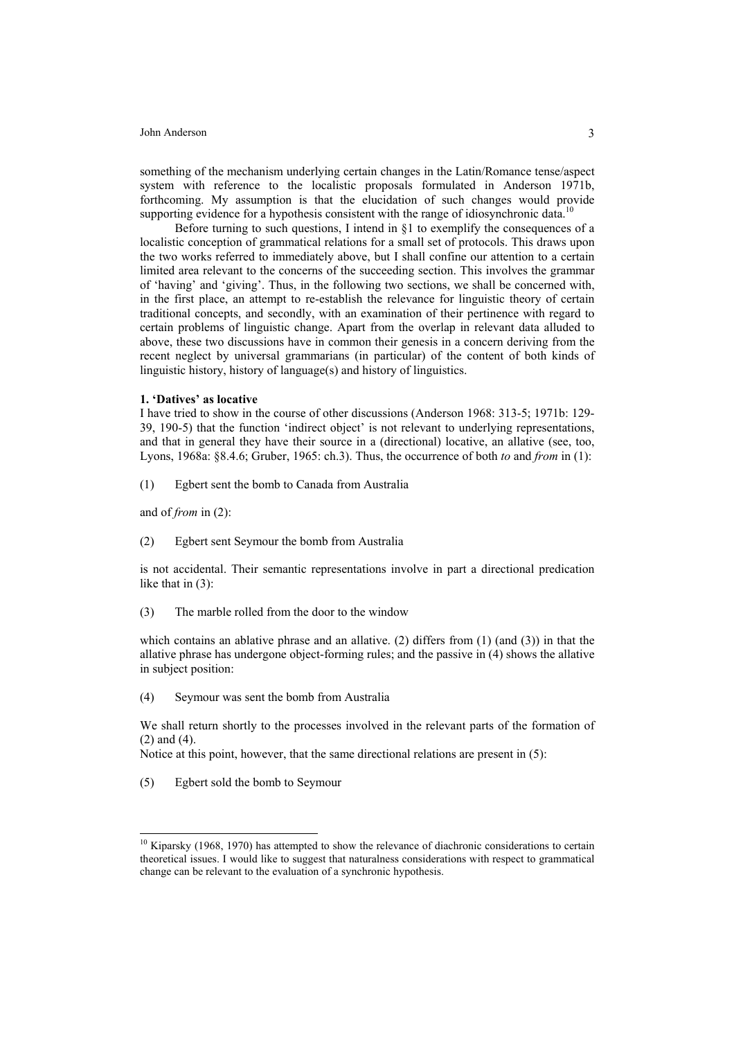something of the mechanism underlying certain changes in the Latin/Romance tense/aspect system with reference to the localistic proposals formulated in Anderson 1971b, forthcoming. My assumption is that the elucidation of such changes would provide supporting evidence for a hypothesis consistent with the range of idiosynchronic data.[10]

Before turning to such questions, I intend in §1 to exemplify the consequences of a localistic conception of grammatical relations for a small set of protocols. This draws upon the two works referred to immediately above, but I shall confine our attention to a certain limited area relevant to the concerns of the succeeding section. This involves the grammar of 'having' and 'giving'. Thus, in the following two sections, we shall be concerned with, in the first place, an attempt to re-establish the relevance for linguistic theory of certain traditional concepts, and secondly, with an examination of their pertinence with regard to certain problems of linguistic change. Apart from the overlap in relevant data alluded to above, these two discussions have in common their genesis in a concern deriving from the recent neglect by universal grammarians (in particular) of the content of both kinds of linguistic history, history of language(s) and history of linguistics.

**1. 'Datives' as locative**

I have tried to show in the course of other discussions (Anderson 1968: 313-5; 1971b: 129-39, 190-5) that the function 'indirect object' is not relevant to underlying representations, and that in general they have their source in a (directional) locative, an allative (see, too, Lyons, 1968a: §8.4.6; Gruber, 1965: ch.3). Thus, the occurrence of both *to* and *from* in (1):

(1) Egbert sent the bomb to Canada from Australia

and of *from* in (2):

(2) Egbert sent Seymour the bomb from Australia

is not accidental. Their semantic representations involve in part a directional predication like that in (3):

(3) The marble rolled from the door to the window

which contains an ablative phrase and an allative. (2) differs from (1) (and (3)) in that the allative phrase has undergone object-forming rules; and the passive in (4) shows the allative in subject position:

(4) Seymour was sent the bomb from Australia

We shall return shortly to the processes involved in the relevant parts of the formation of (2) and (4).

Notice at this point, however, that the same directional relations are present in (5):

(5) Egbert sold the bomb to Seymour

[10] Kiparsky (1968, 1970) has attempted to show the relevance of diachronic considerations to certain theoretical issues. I would like to suggest that naturalness considerations with respect to grammatical change can be relevant to the evaluation of a synchronic hypothesis.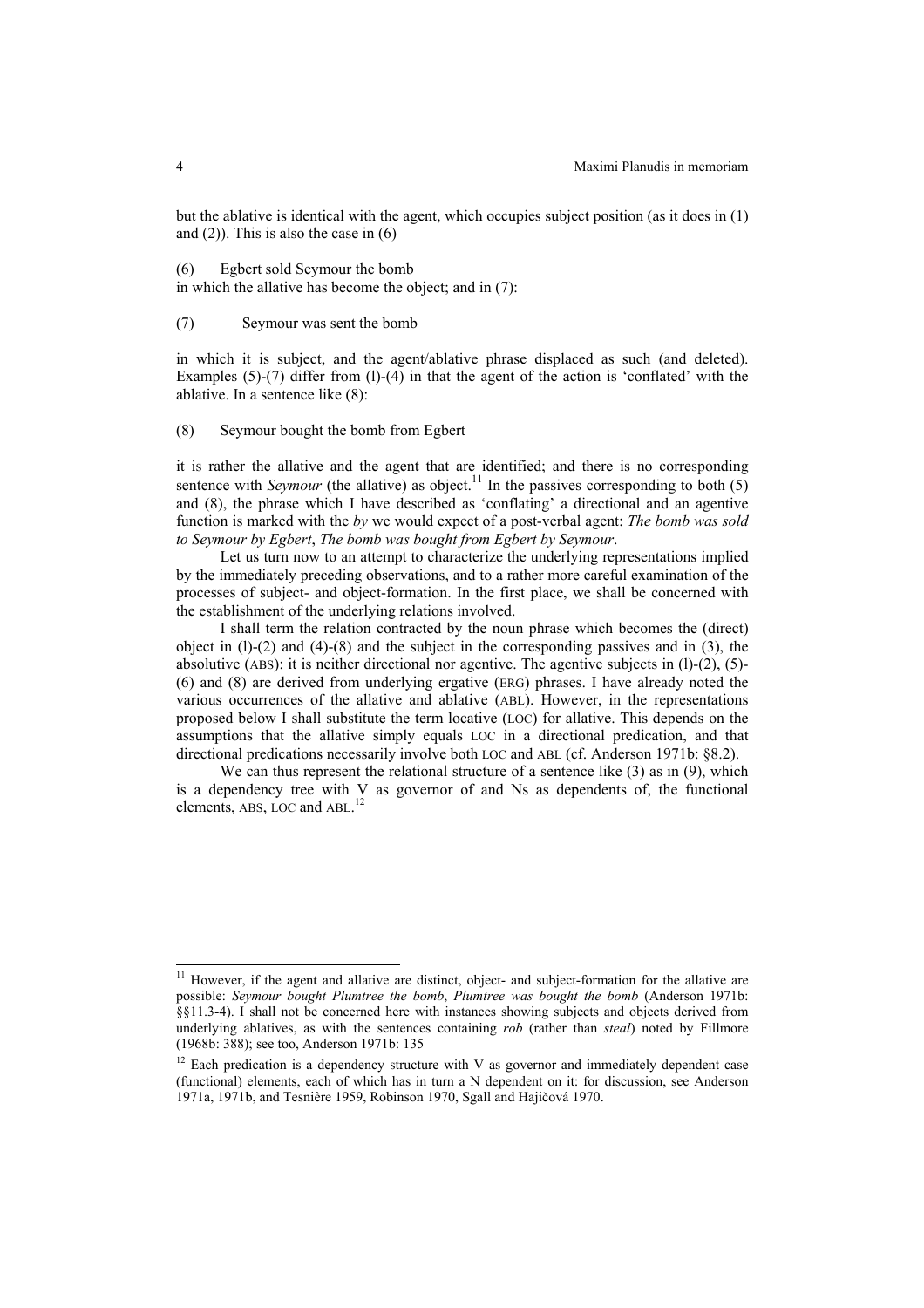but the ablative is identical with the agent, which occupies subject position (as it does in (1) and (2)). This is also the case in (6)

(6) Egbert sold Seymour the bomb

in which the allative has become the object; and in (7):

(7) Seymour was sent the bomb

in which it is subject, and the agent/ablative phrase displaced as such (and deleted). Examples (5)-(7) differ from (l)-(4) in that the agent of the action is 'conflated' with the ablative. In a sentence like (8):

(8) Seymour bought the bomb from Egbert

it is rather the allative and the agent that are identified; and there is no corresponding sentence with *Seymour* (the allative) as object.[11] In the passives corresponding to both (5) and (8), the phrase which I have described as 'conflating' a directional and an agentive function is marked with the *by* we would expect of a post-verbal agent: *The bomb was sold to Seymour by Egbert*, *The bomb was bought from Egbert by Seymour*.

Let us turn now to an attempt to characterize the underlying representations implied by the immediately preceding observations, and to a rather more careful examination of the processes of subject- and object-formation. In the first place, we shall be concerned with the establishment of the underlying relations involved.

I shall term the relation contracted by the noun phrase which becomes the (direct) object in (l)-(2) and (4)-(8) and the subject in the corresponding passives and in (3), the absolutive (ABS): it is neither directional nor agentive. The agentive subjects in (l)-(2), (5)-(6) and (8) are derived from underlying ergative (ERG) phrases. I have already noted the various occurrences of the allative and ablative (ABL). However, in the representations proposed below I shall substitute the term locative (LOC) for allative. This depends on the assumptions that the allative simply equals LOC in a directional predication, and that directional predications necessarily involve both LOC and ABL (cf. Anderson 1971b: §8.2).

We can thus represent the relational structure of a sentence like (3) as in (9), which is a dependency tree with V as governor of and Ns as dependents of, the functional elements, ABS, LOC and ABL.[12]

---

[11] However, if the agent and allative are distinct, object- and subject-formation for the allative are possible: *Seymour bought Plumtree the bomb*, *Plumtree was bought the bomb* (Anderson 1971b: §§11.3-4). I shall not be concerned here with instances showing subjects and objects derived from underlying ablatives, as with the sentences containing *rob* (rather than *steal*) noted by Fillmore (1968b: 388); see too, Anderson 1971b: 135

[12] Each predication is a dependency structure with V as governor and immediately dependent case (functional) elements, each of which has in turn a N dependent on it: for discussion, see Anderson 1971a, 1971b, and Tesnière 1959, Robinson 1970, Sgall and Hajičová 1970.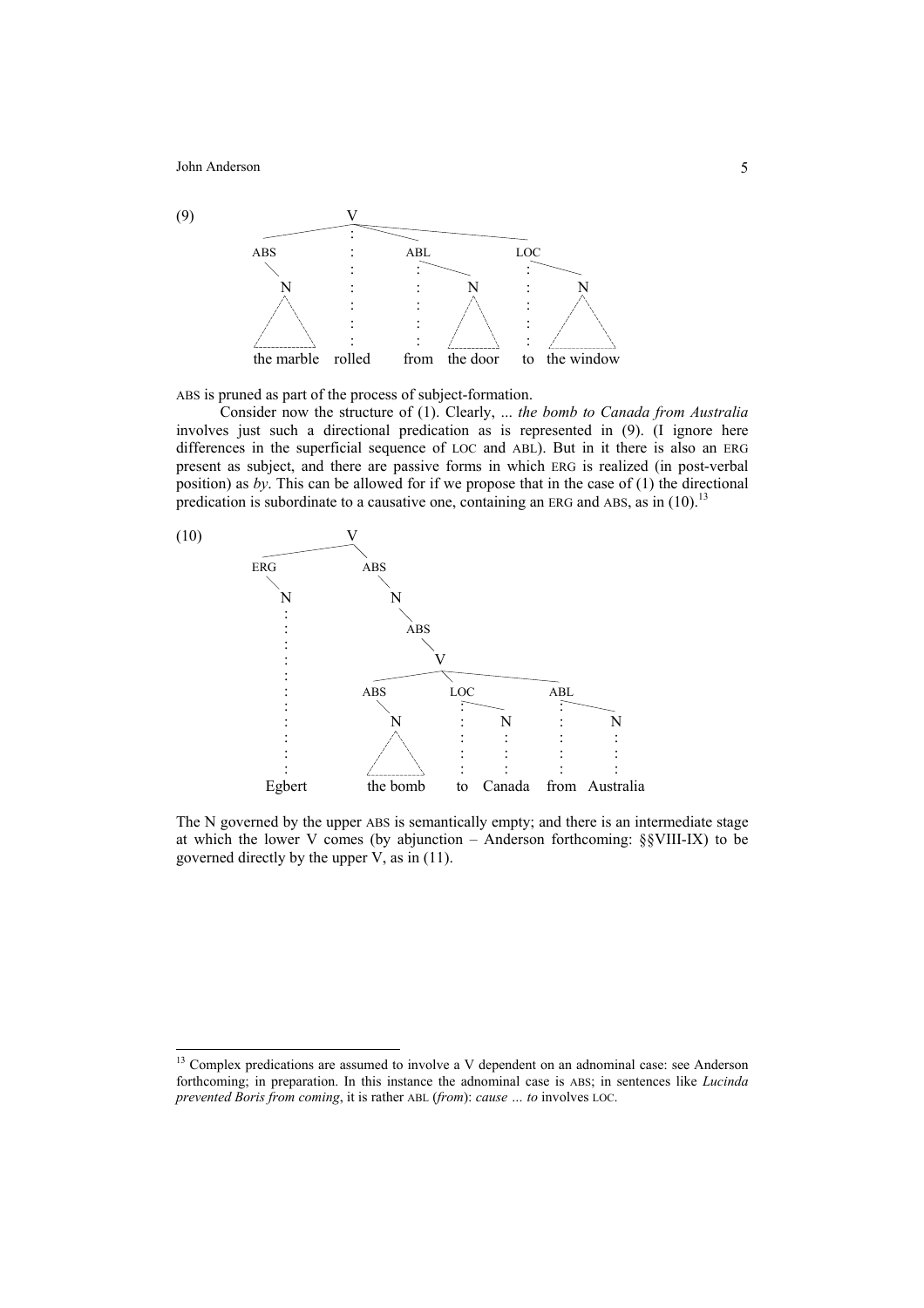(9)

```
                    V
                    :
  ABS               :        ABL               LOC
   \                :         : \                : \
    N               :         :   N              :   N
   / \              :         :  / \             :  / \
  /___\             :         : /___\            : /___\
the marble        rolled    from the door       to the window
```

ABS is pruned as part of the process of subject-formation.

Consider now the structure of (1). Clearly, ... *the bomb to Canada from Australia* involves just such a directional predication as is represented in (9). (I ignore here differences in the superficial sequence of LOC and ABL). But in it there is also an ERG present as subject, and there are passive forms in which ERG is realized (in post-verbal position) as *by*. This can be allowed for if we propose that in the case of (1) the directional predication is subordinate to a causative one, containing an ERG and ABS, as in (10).[13]

(10)

```
                 V
  ERG                  ABS
   \                     \
    N                     N
    :                      \
    :                       ABS
    :                         \
    :                          V
    :            ABS          LOC            ABL
    :              \           : \            : \
    :               N          :   N          :   N
    :              / \         :   :          :   :
    :             /___\        :   :          :   :
  Egbert        the bomb      to Canada     from Australia
```

The N governed by the upper ABS is semantically empty; and there is an intermediate stage at which the lower V comes (by abjunction – Anderson forthcoming: §§VIII-IX) to be governed directly by the upper V, as in (11).

---

[13] Complex predications are assumed to involve a V dependent on an adnominal case: see Anderson forthcoming; in preparation. In this instance the adnominal case is ABS; in sentences like *Lucinda prevented Boris from coming*, it is rather ABL (*from*): *cause … to* involves LOC.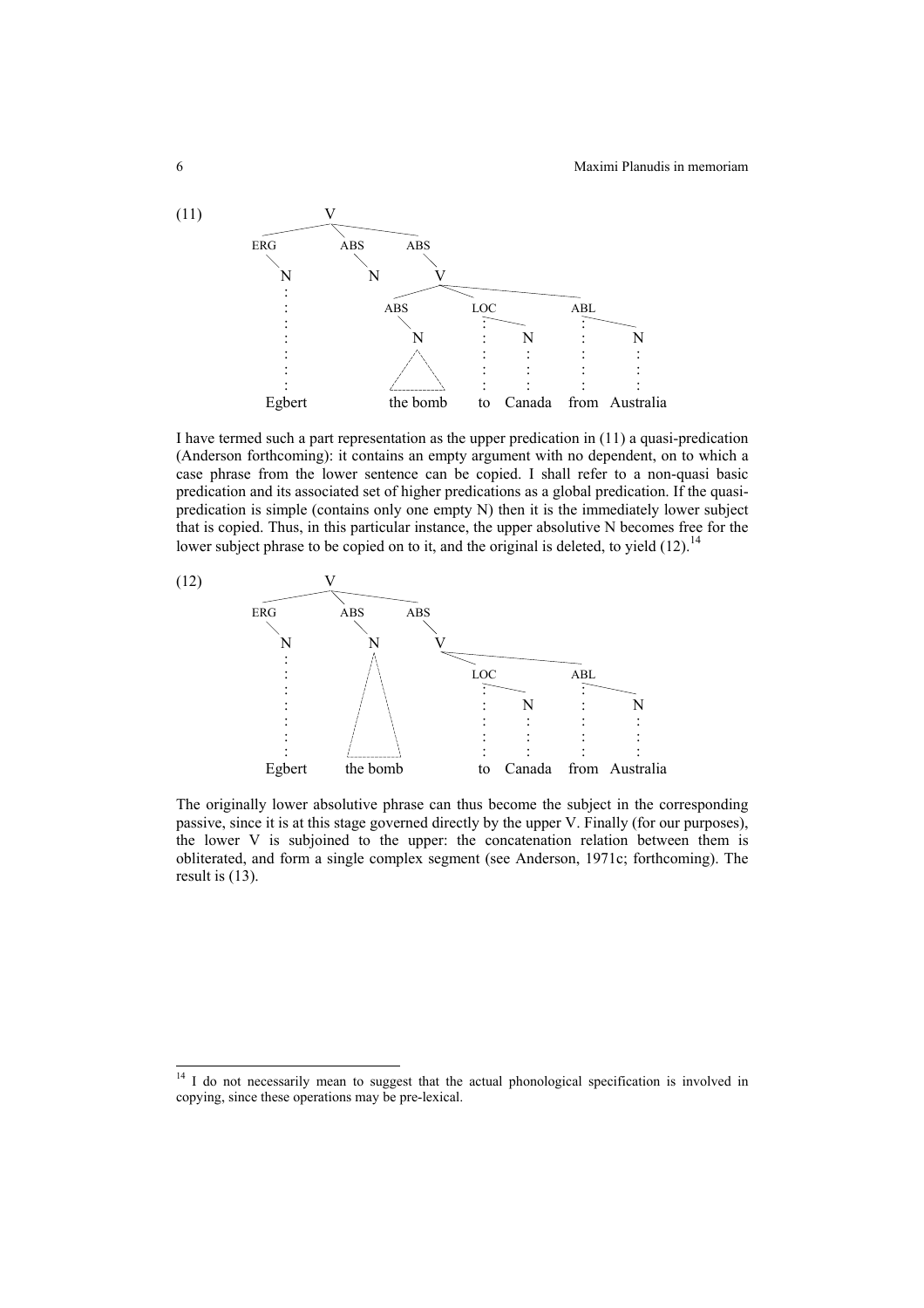(11)

```
                V
        ________|________________
       |        |               |
      ERG      ABS             ABS
       |        |               |
       N        N               V
       :                ________|_______________
       :               |            |           |
       :              ABS          LOC         ABL
       :               |            :\          :\
       :               N            : N         : N
       :              / \           : :         : :
       :             /   \          : :         : :
     Egbert        the bomb        to Canada  from Australia
```

I have termed such a part representation as the upper predication in (11) a quasi-predication (Anderson forthcoming): it contains an empty argument with no dependent, on to which a case phrase from the lower sentence can be copied. I shall refer to a non-quasi basic predication and its associated set of higher predications as a global predication. If the quasi-predication is simple (contains only one empty N) then it is the immediately lower subject that is copied. Thus, in this particular instance, the upper absolutive N becomes free for the lower subject phrase to be copied on to it, and the original is deleted, to yield (12).[14]

(12)

```
                V
        ________|________________
       |        |               |
      ERG      ABS             ABS
       |        |               |
       N        N               V
       :       / \        ______|_______________
       :      /   \      |                      |
       :     /     \    LOC                    ABL
       :    /       \    :\                     :\
       :   /         \   : N                    : N
       :  /           \  : :                    : :
     Egbert  the bomb    to Canada            from Australia
```

The originally lower absolutive phrase can thus become the subject in the corresponding passive, since it is at this stage governed directly by the upper V. Finally (for our purposes), the lower V is subjoined to the upper: the concatenation relation between them is obliterated, and form a single complex segment (see Anderson, 1971c; forthcoming). The result is (13).

[14] I do not necessarily mean to suggest that the actual phonological specification is involved in copying, since these operations may be pre-lexical.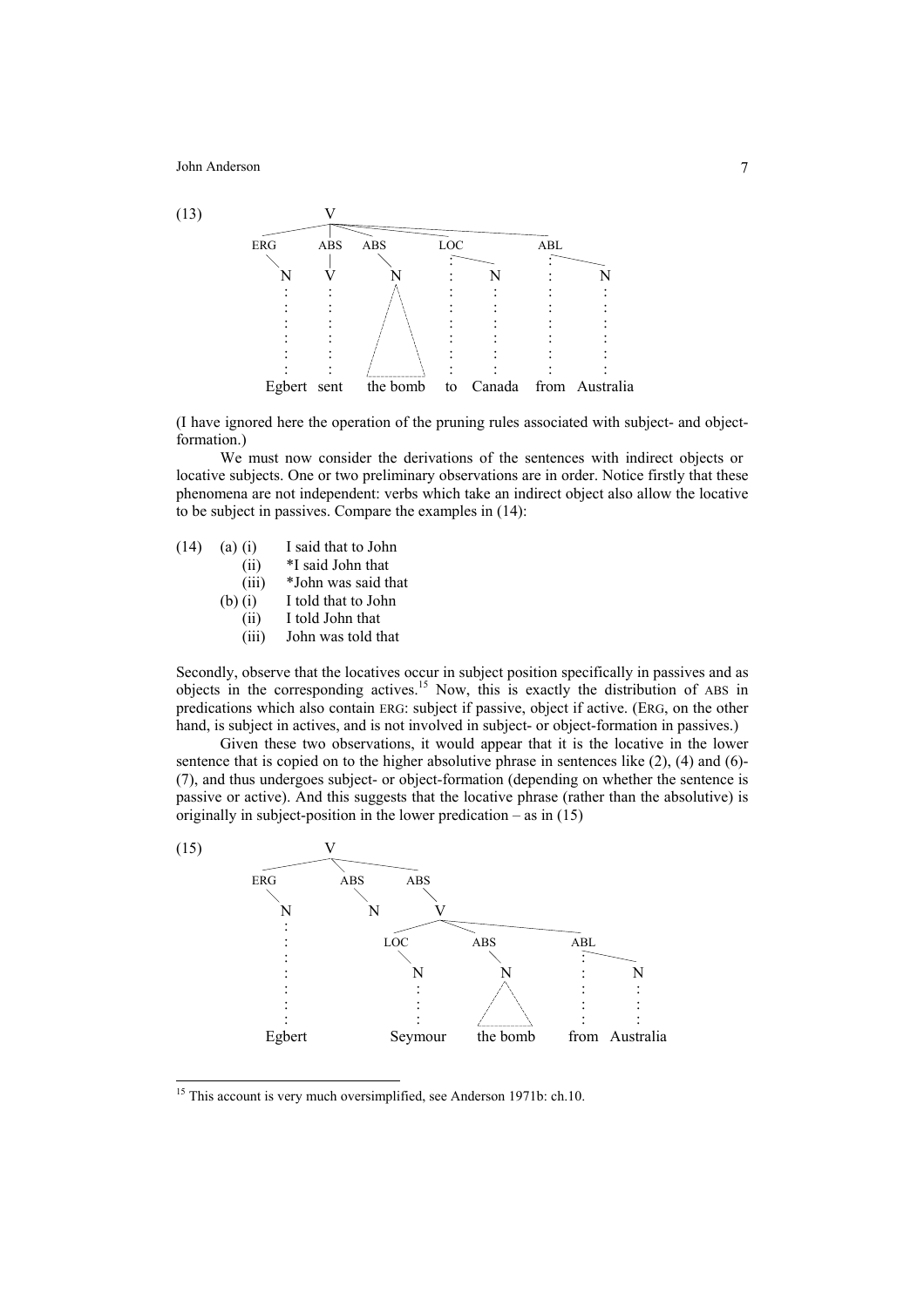(13)

```
                 V
   ___________________________________________
  |        |      |        |             |
 ERG      ABS    ABS      LOC           ABL
  |        |      |        :  \          :  \
  N        V      N        :   N         :   N
  :        :     / \       :   :         :   :
  :        :    /   \      :   :         :   :
  :        :   /_____\     :   :         :   :
Egbert   sent  the bomb   to  Canada   from Australia
```

(I have ignored here the operation of the pruning rules associated with subject- and object-formation.)

We must now consider the derivations of the sentences with indirect objects or locative subjects. One or two preliminary observations are in order. Notice firstly that these phenomena are not independent: verbs which take an indirect object also allow the locative to be subject in passives. Compare the examples in (14):

(14) (a) (i) I said that to John
(ii) *I said John that
(iii) *John was said that
(b) (i) I told that to John
(ii) I told John that
(iii) John was told that

Secondly, observe that the locatives occur in subject position specifically in passives and as objects in the corresponding actives.[15] Now, this is exactly the distribution of ABS in predications which also contain ERG: subject if passive, object if active. (ERG, on the other hand, is subject in actives, and is not involved in subject- or object-formation in passives.)

Given these two observations, it would appear that it is the locative in the lower sentence that is copied on to the higher absolutive phrase in sentences like (2), (4) and (6)-(7), and thus undergoes subject- or object-formation (depending on whether the sentence is passive or active). And this suggests that the locative phrase (rather than the absolutive) is originally in subject-position in the lower predication – as in (15)

(15)

```
                 V
   _______________________________
  |              |               |
 ERG            ABS             ABS
  |              |               |
  N              N               V
  :                 __________________________
  :                |            |            |
  :               LOC          ABS          ABL
  :                |            |            :  \
  :                N            N            :   N
  :                :           / \           :   :
  :                :          /___\          :   :
Egbert          Seymour     the bomb       from Australia
```

---

[15] This account is very much oversimplified, see Anderson 1971b: ch.10.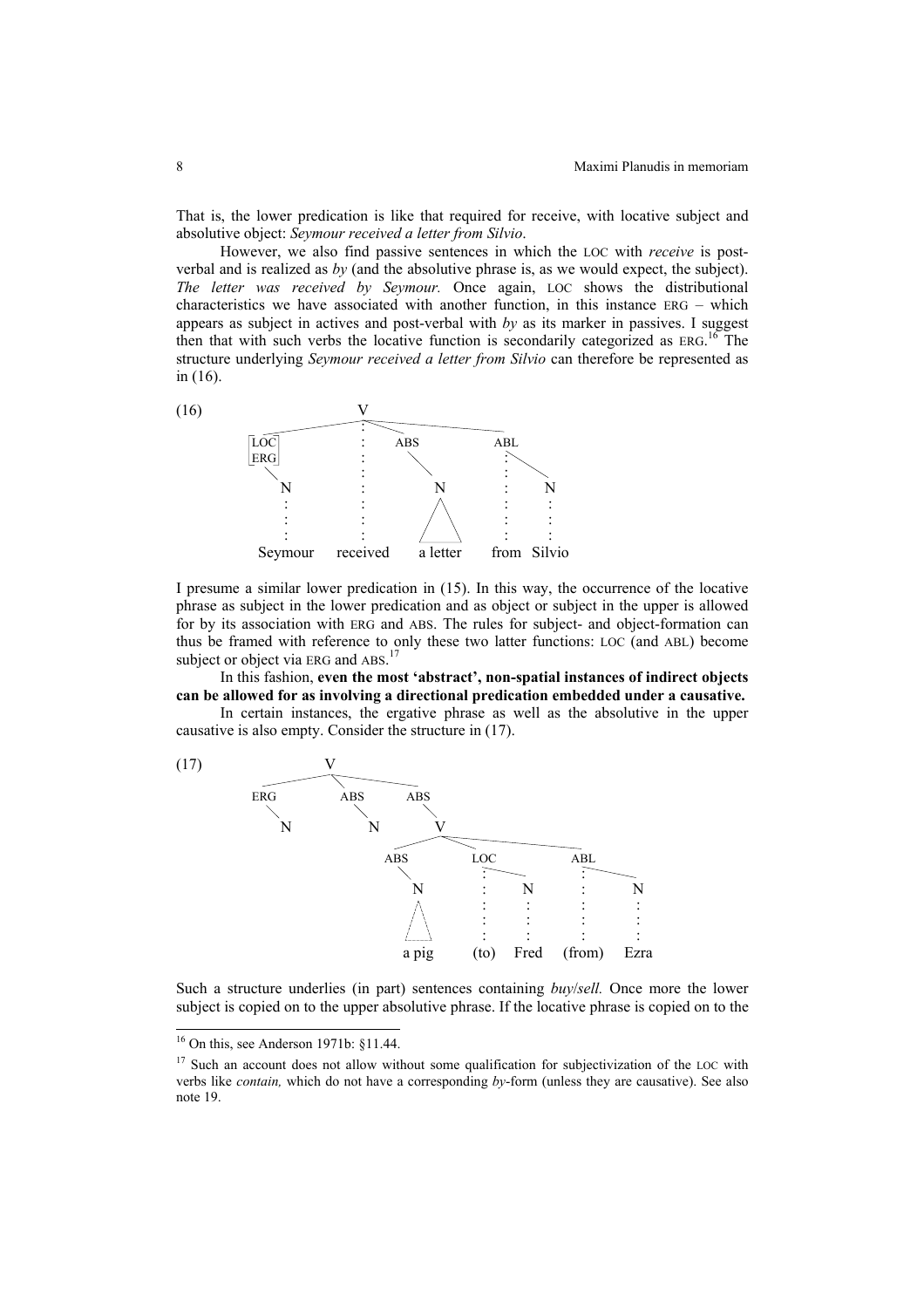That is, the lower predication is like that required for receive, with locative subject and absolutive object: *Seymour received a letter from Silvio*.

However, we also find passive sentences in which the LOC with *receive* is post-verbal and is realized as *by* (and the absolutive phrase is, as we would expect, the subject). *The letter was received by Seymour.* Once again, LOC shows the distributional characteristics we have associated with another function, in this instance ERG – which appears as subject in actives and post-verbal with *by* as its marker in passives. I suggest then that with such verbs the locative function is secondarily categorized as ERG.[16] The structure underlying *Seymour received a letter from Silvio* can therefore be represented as in (16).

(16)

```
                    V
       _____________:_______________________
      |             :        |              |
   [LOC]            :       ABS            ABL
   [ERG]            :        |              :\
      |             :        |              : \
      N             :        N              :  N
      :             :       / \             :  :
      :             :      /   \            :  :
   Seymour      received  a letter        from Silvio
```

I presume a similar lower predication in (15). In this way, the occurrence of the locative phrase as subject in the lower predication and as object or subject in the upper is allowed for by its association with ERG and ABS. The rules for subject- and object-formation can thus be framed with reference to only these two latter functions: LOC (and ABL) become subject or object via ERG and ABS.[17]

In this fashion, **even the most 'abstract', non-spatial instances of indirect objects can be allowed for as involving a directional predication embedded under a causative.**

In certain instances, the ergative phrase as well as the absolutive in the upper causative is also empty. Consider the structure in (17).

(17)

```
              V
      ________|__________
     |        |          |
    ERG      ABS        ABS
     |        |          |
     N        N          V
              ___________|______________
             |           |              |
            ABS         LOC            ABL
             |           :\             :\
             N           : N            : N
            / \          : :            : :
           a pig       (to) Fred    (from) Ezra
```

Such a structure underlies (in part) sentences containing *buy*/*sell.* Once more the lower subject is copied on to the upper absolutive phrase. If the locative phrase is copied on to the

---

[16] On this, see Anderson 1971b: §11.44.

[17] Such an account does not allow without some qualification for subjectivization of the LOC with verbs like *contain,* which do not have a corresponding *by*-form (unless they are causative). See also note 19.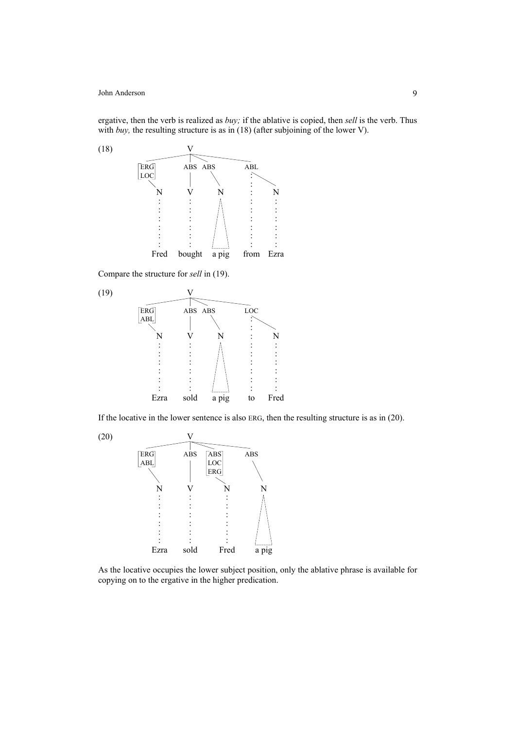ergative, then the verb is realized as *buy;* if the ablative is copied, then *sell* is the verb. Thus with *buy,* the resulting structure is as in (18) (after subjoining of the lower V).

(18)

```
                    V
     _______________|________________
    |            |      \             \
  [ERG]         ABS    ABS            ABL
  [LOC]          |       \             :  \
     \           |        \            :   \
      N          V         N           :    N
      :          :        / \          :    :
      :          :       /   \         :    :
    Fred      bought     a pig       from  Ezra
```

Compare the structure for *sell* in (19).

(19)

```
                    V
     _______________|________________
    |            |      \             \
  [ERG]         ABS    ABS            LOC
  [ABL]          |       \             :  \
     \           |        \            :   \
      N          V         N           :    N
      :          :        / \          :    :
      :          :       /   \         :    :
    Ezra        sold     a pig         to  Fred
```

If the locative in the lower sentence is also ERG, then the resulting structure is as in (20).

(20)

```
                    V
     _______________|________________
    |            |       \            \
  [ERG]         ABS     [ABS]         ABS
  [ABL]          |      [LOC]           \
     \           |      [ERG]            \
      \          |          \             \
       N         V           N             N
       :         :           :            / \
       :         :           :           /   \
     Ezra       sold        Fred         a pig
```

As the locative occupies the lower subject position, only the ablative phrase is available for copying on to the ergative in the higher predication.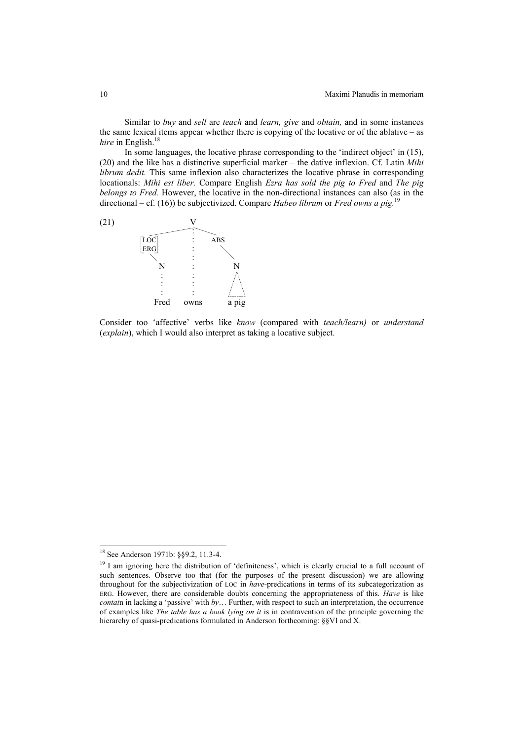Similar to *buy* and *sell* are *teach* and *learn, give* and *obtain,* and in some instances the same lexical items appear whether there is copying of the locative or of the ablative – as *hire* in English.[18]

In some languages, the locative phrase corresponding to the 'indirect object' in (15), (20) and the like has a distinctive superficial marker – the dative inflexion. Cf. Latin *Mihi librum dedit.* This same inflexion also characterizes the locative phrase in corresponding locationals: *Mihi est liber.* Compare English *Ezra has sold the pig to Fred* and *The pig belongs to Fred.* However, the locative in the non-directional instances can also (as in the directional – cf. (16)) be subjectivized. Compare *Habeo librum* or *Fred owns a pig.*[19]

```
(21)                 V
                 ____:____
                /    :    \
          |LOC|      :     ABS
          |ERG|      :       \
             \       :        \
              N      :         N
              :      :        / \
              :      :       /   \
              :      :      /.....\
             Fred   owns    a pig
```

Consider too 'affective' verbs like *know* (compared with *teach/learn)* or *understand* (*explain*), which I would also interpret as taking a locative subject.

---

[18] See Anderson 1971b: §§9.2, 11.3-4.

[19] I am ignoring here the distribution of 'definiteness', which is clearly crucial to a full account of such sentences. Observe too that (for the purposes of the present discussion) we are allowing throughout for the subjectivization of LOC in *have*-predications in terms of its subcategorization as ERG. However, there are considerable doubts concerning the appropriateness of this. *Have* is like *contai*n in lacking a 'passive' with *by*… Further, with respect to such an interpretation, the occurrence of examples like *The table has a book lying on it* is in contravention of the principle governing the hierarchy of quasi-predications formulated in Anderson forthcoming: §§VI and X.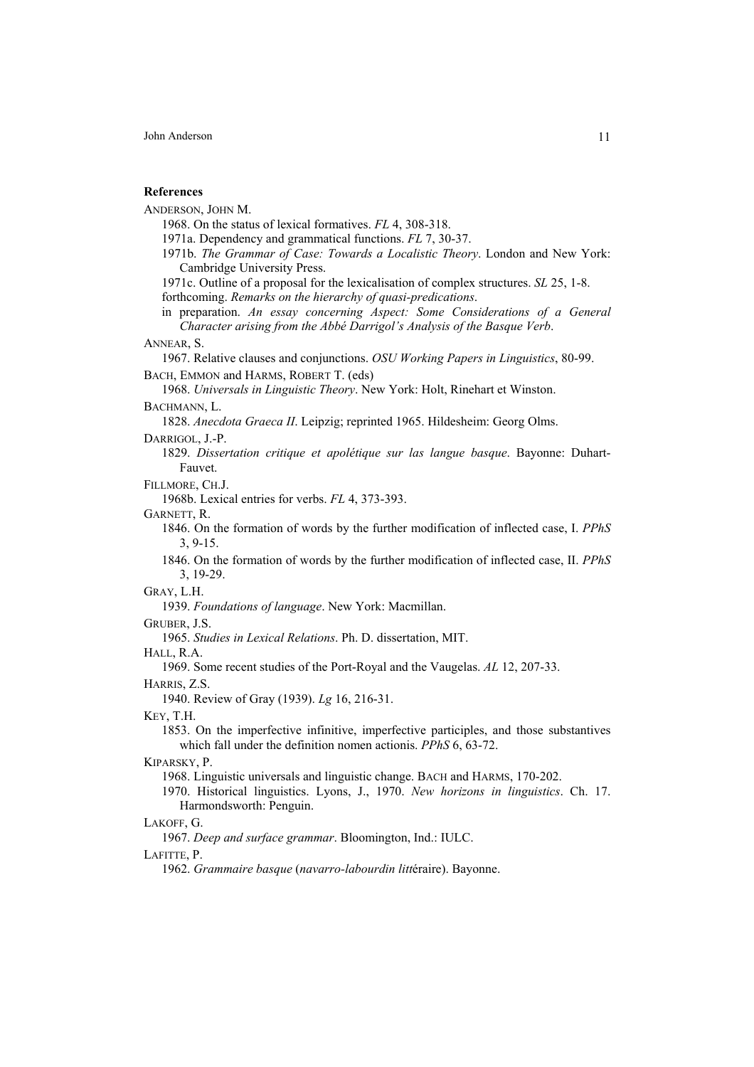**References**

ANDERSON, JOHN M.

1968. On the status of lexical formatives. *FL* 4, 308-318.

1971a. Dependency and grammatical functions. *FL* 7, 30-37.

1971b. *The Grammar of Case: Towards a Localistic Theory*. London and New York: Cambridge University Press.

1971c. Outline of a proposal for the lexicalisation of complex structures. *SL* 25, 1-8.

forthcoming. *Remarks on the hierarchy of quasi-predications*.

in preparation. *An essay concerning Aspect: Some Considerations of a General Character arising from the Abbé Darrigol's Analysis of the Basque Verb*.

ANNEAR, S.

1967. Relative clauses and conjunctions. *OSU Working Papers in Linguistics*, 80-99.

BACH, EMMON and HARMS, ROBERT T. (eds)

1968. *Universals in Linguistic Theory*. New York: Holt, Rinehart et Winston.

BACHMANN, L.

1828. *Anecdota Graeca II*. Leipzig; reprinted 1965. Hildesheim: Georg Olms.

DARRIGOL, J.-P.

1829. *Dissertation critique et apolétique sur las langue basque*. Bayonne: Duhart-Fauvet.

FILLMORE, CH.J.

1968b. Lexical entries for verbs. *FL* 4, 373-393.

GARNETT, R.

1846. On the formation of words by the further modification of inflected case, I. *PPhS* 3, 9-15.

1846. On the formation of words by the further modification of inflected case, II. *PPhS* 3, 19-29.

GRAY, L.H.

1939. *Foundations of language*. New York: Macmillan.

GRUBER, J.S.

1965. *Studies in Lexical Relations*. Ph. D. dissertation, MIT.

HALL, R.A.

1969. Some recent studies of the Port-Royal and the Vaugelas. *AL* 12, 207-33.

HARRIS, Z.S.

1940. Review of Gray (1939). *Lg* 16, 216-31.

KEY, T.H.

1853. On the imperfective infinitive, imperfective participles, and those substantives which fall under the definition nomen actionis. *PPhS* 6, 63-72.

KIPARSKY, P.

1968. Linguistic universals and linguistic change. BACH and HARMS, 170-202.

1970. Historical linguistics. Lyons, J., 1970. *New horizons in linguistics*. Ch. 17. Harmondsworth: Penguin.

LAKOFF, G.

1967. *Deep and surface grammar*. Bloomington, Ind.: IULC.

LAFITTE, P.

1962. *Grammaire basque* (*navarro-labourdin litt*éraire). Bayonne.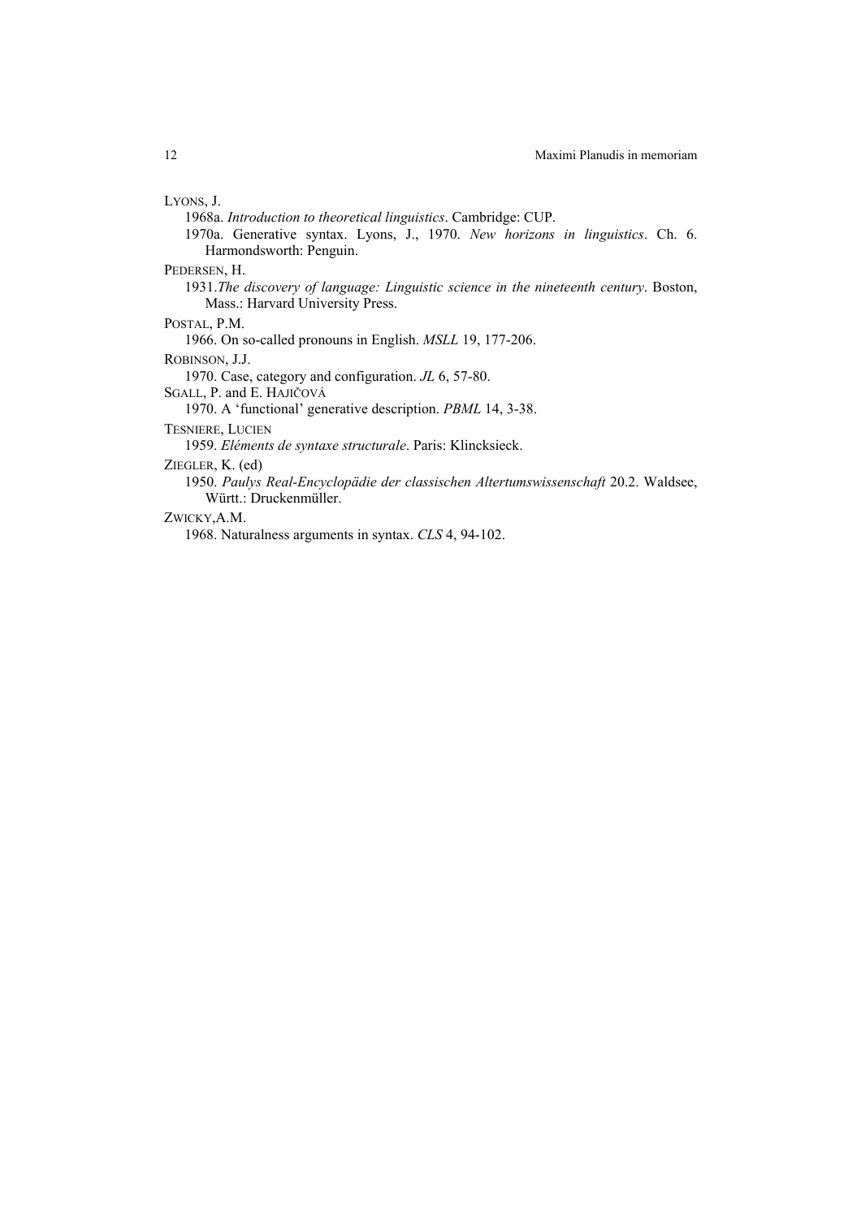LYONS, J.

1968a. *Introduction to theoretical linguistics*. Cambridge: CUP.

1970a. Generative syntax. Lyons, J., 1970. *New horizons in linguistics*. Ch. 6. Harmondsworth: Penguin.

PEDERSEN, H.

1931.*The discovery of language: Linguistic science in the nineteenth century*. Boston, Mass.: Harvard University Press.

POSTAL, P.M.

1966. On so-called pronouns in English. *MSLL* 19, 177-206.

ROBINSON, J.J.

1970. Case, category and configuration. *JL* 6, 57-80.

SGALL, P. and E. HAJIČOVÁ

1970. A 'functional' generative description. *PBML* 14, 3-38.

TESNIERE, LUCIEN

1959. *Eléments de syntaxe structurale*. Paris: Klincksieck.

ZIEGLER, K. (ed)

1950. *Paulys Real-Encyclopädie der classischen Altertumswissenschaft* 20.2. Waldsee, Württ.: Druckenmüller.

ZWICKY,A.M.

1968. Naturalness arguments in syntax. *CLS* 4, 94-102.